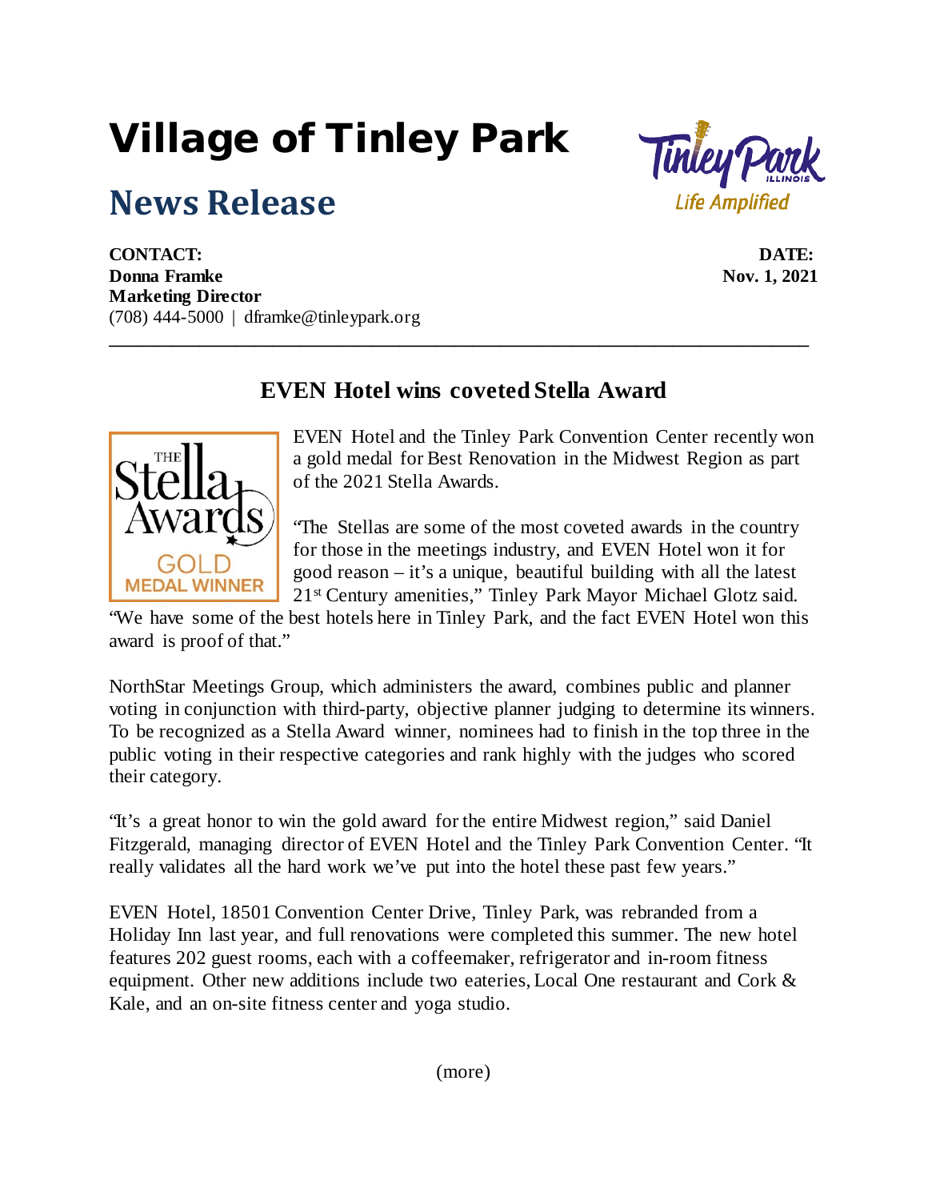# Village of Tinley Park

## News Release

**CONTACT:**
**Donna Framke**
**Marketing Director**
(708) 444-5000 | dframke@tinleypark.org

**DATE:**
**Nov. 1, 2021**

---

### EVEN Hotel wins coveted Stella Award

EVEN Hotel and the Tinley Park Convention Center recently won a gold medal for Best Renovation in the Midwest Region as part of the 2021 Stella Awards.

"The Stellas are some of the most coveted awards in the country for those in the meetings industry, and EVEN Hotel won it for good reason – it's a unique, beautiful building with all the latest 21st Century amenities," Tinley Park Mayor Michael Glotz said. "We have some of the best hotels here in Tinley Park, and the fact EVEN Hotel won this award is proof of that."

NorthStar Meetings Group, which administers the award, combines public and planner voting in conjunction with third-party, objective planner judging to determine its winners. To be recognized as a Stella Award winner, nominees had to finish in the top three in the public voting in their respective categories and rank highly with the judges who scored their category.

"It's a great honor to win the gold award for the entire Midwest region," said Daniel Fitzgerald, managing director of EVEN Hotel and the Tinley Park Convention Center. "It really validates all the hard work we've put into the hotel these past few years."

EVEN Hotel, 18501 Convention Center Drive, Tinley Park, was rebranded from a Holiday Inn last year, and full renovations were completed this summer. The new hotel features 202 guest rooms, each with a coffeemaker, refrigerator and in-room fitness equipment. Other new additions include two eateries, Local One restaurant and Cork & Kale, and an on-site fitness center and yoga studio.

(more)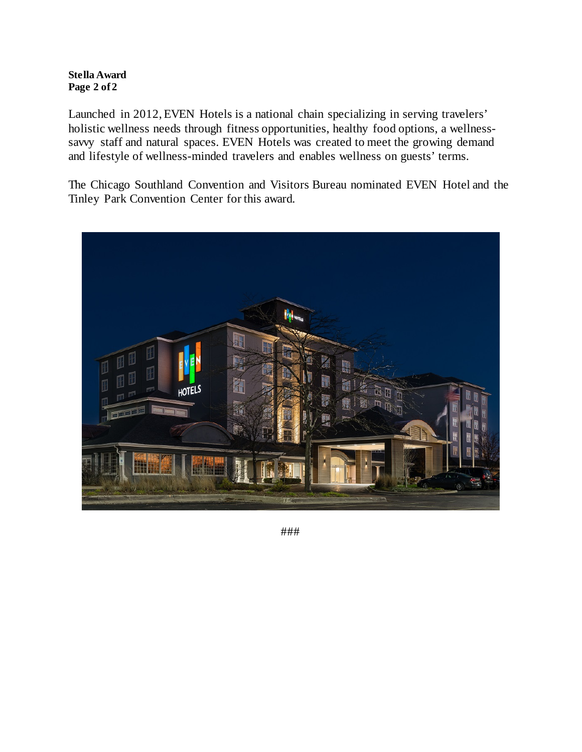Launched in 2012, EVEN Hotels is a national chain specializing in serving travelers' holistic wellness needs through fitness opportunities, healthy food options, a wellness-savvy staff and natural spaces. EVEN Hotels was created to meet the growing demand and lifestyle of wellness-minded travelers and enables wellness on guests' terms.

The Chicago Southland Convention and Visitors Bureau nominated EVEN Hotel and the Tinley Park Convention Center for this award.

###